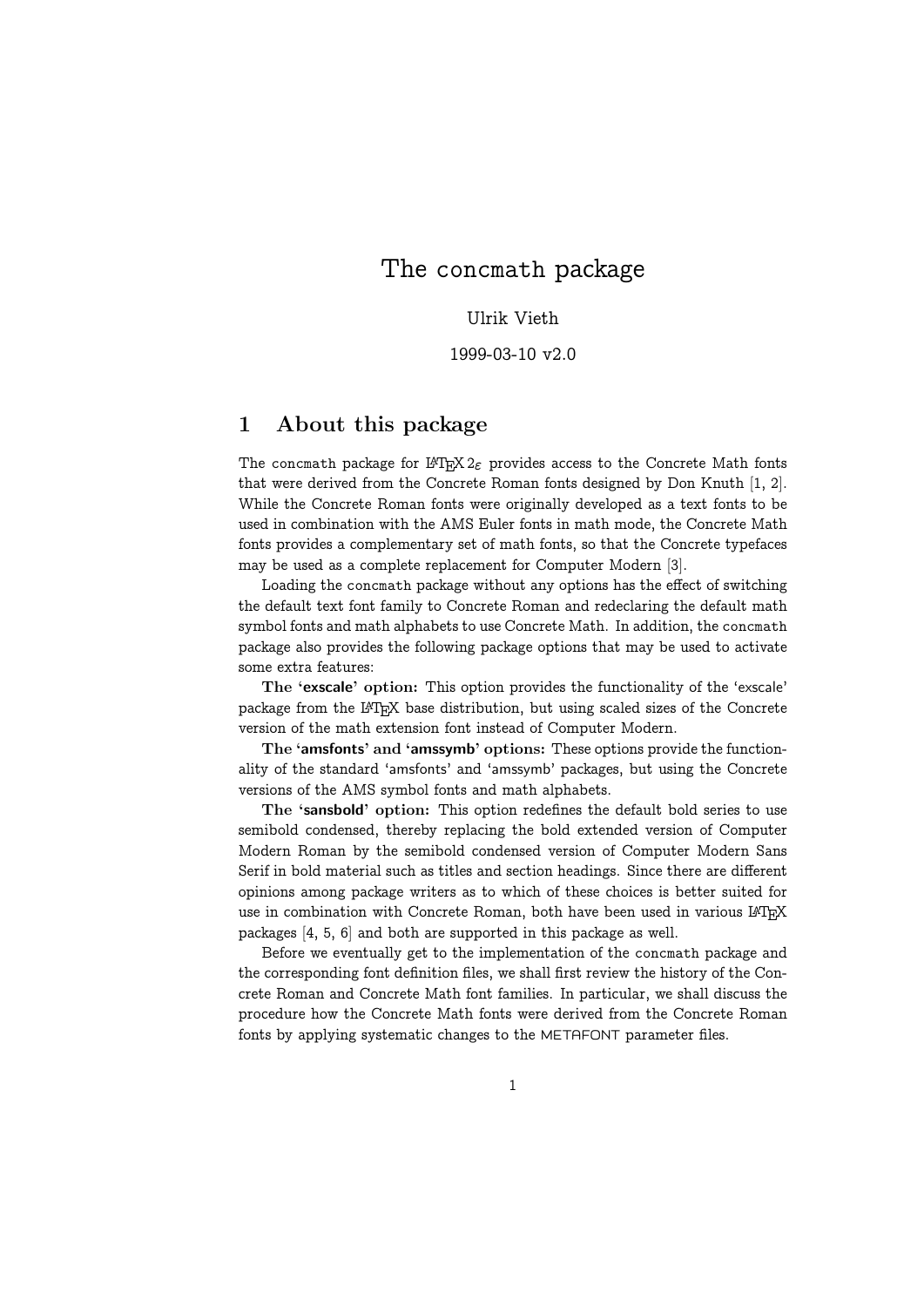# The concmath package

Ulrik Vieth

1999-03-10 v2.0

## 1 About this package

The concmath package for LaTeX 2ε provides access to the Concrete Math fonts that were derived from the Concrete Roman fonts designed by Don Knuth [1, 2]. While the Concrete Roman fonts were originally developed as a text fonts to be used in combination with the AMS Euler fonts in math mode, the Concrete Math fonts provides a complementary set of math fonts, so that the Concrete typefaces may be used as a complete replacement for Computer Modern [3].

Loading the concmath package without any options has the effect of switching the default text font family to Concrete Roman and redeclaring the default math symbol fonts and math alphabets to use Concrete Math. In addition, the concmath package also provides the following package options that may be used to activate some extra features:

**The 'exscale' option:** This option provides the functionality of the 'exscale' package from the LaTeX base distribution, but using scaled sizes of the Concrete version of the math extension font instead of Computer Modern.

**The 'amsfonts' and 'amssymb' options:** These options provide the functionality of the standard 'amsfonts' and 'amssymb' packages, but using the Concrete versions of the AMS symbol fonts and math alphabets.

**The 'sansbold' option:** This option redefines the default bold series to use semibold condensed, thereby replacing the bold extended version of Computer Modern Roman by the semibold condensed version of Computer Modern Sans Serif in bold material such as titles and section headings. Since there are different opinions among package writers as to which of these choices is better suited for use in combination with Concrete Roman, both have been used in various LaTeX packages [4, 5, 6] and both are supported in this package as well.

Before we eventually get to the implementation of the concmath package and the corresponding font definition files, we shall first review the history of the Concrete Roman and Concrete Math font families. In particular, we shall discuss the procedure how the Concrete Math fonts were derived from the Concrete Roman fonts by applying systematic changes to the METAFONT parameter files.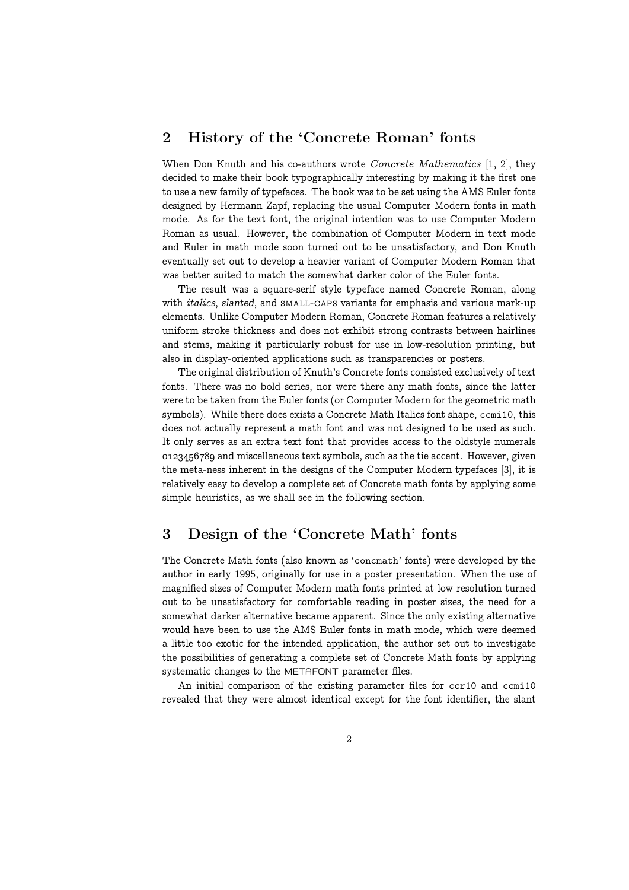## 2 History of the 'Concrete Roman' fonts

When Don Knuth and his co-authors wrote *Concrete Mathematics* [1, 2], they decided to make their book typographically interesting by making it the first one to use a new family of typefaces. The book was to be set using the AMS Euler fonts designed by Hermann Zapf, replacing the usual Computer Modern fonts in math mode. As for the text font, the original intention was to use Computer Modern Roman as usual. However, the combination of Computer Modern in text mode and Euler in math mode soon turned out to be unsatisfactory, and Don Knuth eventually set out to develop a heavier variant of Computer Modern Roman that was better suited to match the somewhat darker color of the Euler fonts.

The result was a square-serif style typeface named Concrete Roman, along with *italics*, *slanted*, and SMALL-CAPS variants for emphasis and various mark-up elements. Unlike Computer Modern Roman, Concrete Roman features a relatively uniform stroke thickness and does not exhibit strong contrasts between hairlines and stems, making it particularly robust for use in low-resolution printing, but also in display-oriented applications such as transparencies or posters.

The original distribution of Knuth's Concrete fonts consisted exclusively of text fonts. There was no bold series, nor were there any math fonts, since the latter were to be taken from the Euler fonts (or Computer Modern for the geometric math symbols). While there does exists a Concrete Math Italics font shape, `ccmi10`, this does not actually represent a math font and was not designed to be used as such. It only serves as an extra text font that provides access to the oldstyle numerals 0123456789 and miscellaneous text symbols, such as the tie accent. However, given the meta-ness inherent in the designs of the Computer Modern typefaces [3], it is relatively easy to develop a complete set of Concrete math fonts by applying some simple heuristics, as we shall see in the following section.

## 3 Design of the 'Concrete Math' fonts

The Concrete Math fonts (also known as '`concmath`' fonts) were developed by the author in early 1995, originally for use in a poster presentation. When the use of magnified sizes of Computer Modern math fonts printed at low resolution turned out to be unsatisfactory for comfortable reading in poster sizes, the need for a somewhat darker alternative became apparent. Since the only existing alternative would have been to use the AMS Euler fonts in math mode, which were deemed a little too exotic for the intended application, the author set out to investigate the possibilities of generating a complete set of Concrete Math fonts by applying systematic changes to the METAFONT parameter files.

An initial comparison of the existing parameter files for `ccr10` and `ccmi10` revealed that they were almost identical except for the font identifier, the slant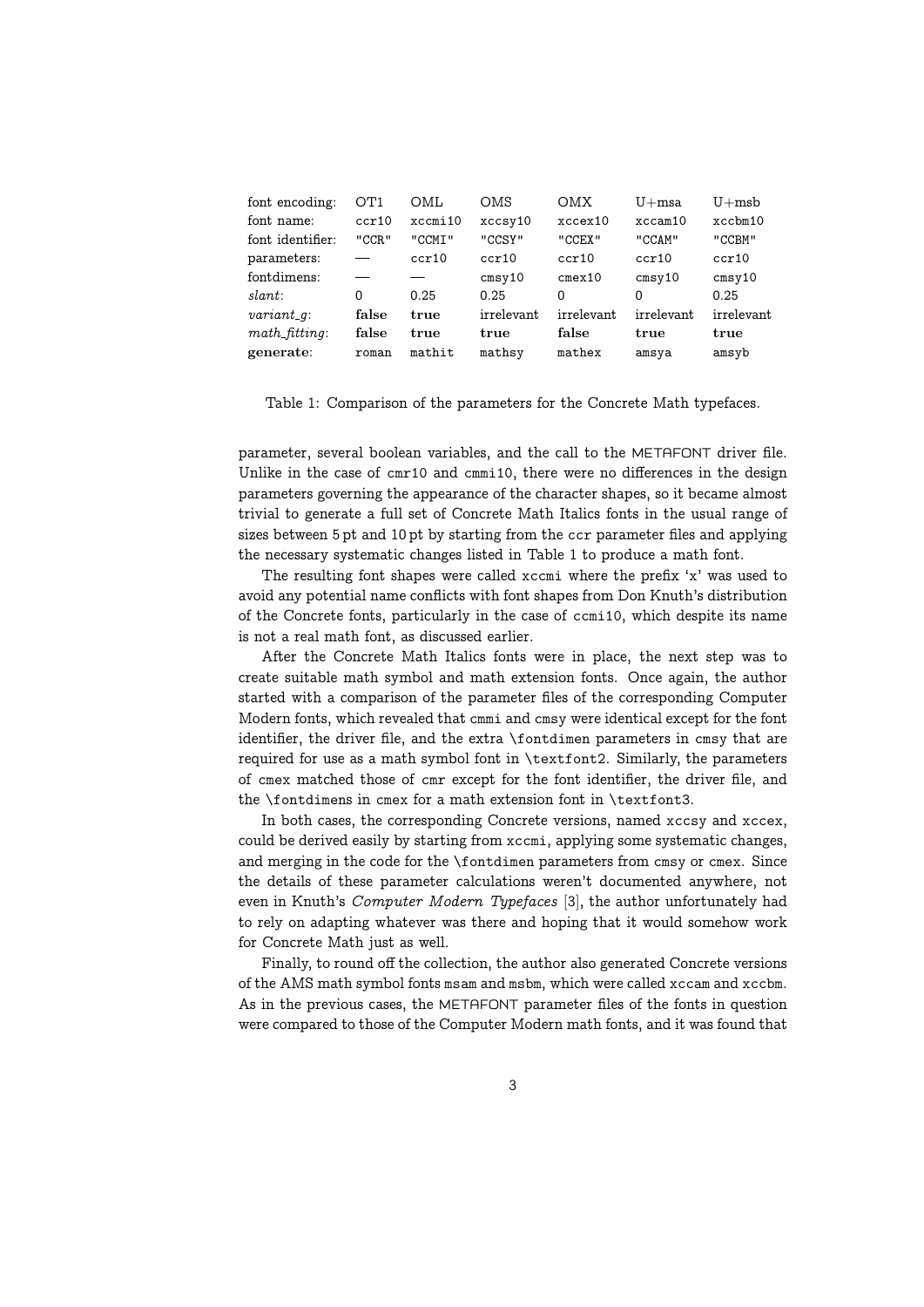| font encoding: | OT1 | OML | OMS | OMX | U+msa | U+msb |
|---|---|---|---|---|---|---|
| font name: | `ccr10` | `xccmi10` | `xccsy10` | `xccex10` | `xccam10` | `xccbm10` |
| font identifier: | `"CCR"` | `"CCMI"` | `"CCSY"` | `"CCEX"` | `"CCAM"` | `"CCBM"` |
| parameters: | — | `ccr10` | `ccr10` | `ccr10` | `ccr10` | `ccr10` |
| fontdimens: | — | — | `cmsy10` | `cmex10` | `cmsy10` | `cmsy10` |
| *slant*: | 0 | 0.25 | 0.25 | 0 | 0 | 0.25 |
| *variant_g*: | **false** | **true** | irrelevant | irrelevant | irrelevant | irrelevant |
| *math_fitting*: | **false** | **true** | **true** | **false** | **true** | **true** |
| **generate**: | `roman` | `mathit` | `mathsy` | `mathex` | `amsya` | `amsyb` |

Table 1: Comparison of the parameters for the Concrete Math typefaces.

parameter, several boolean variables, and the call to the METAFONT driver file. Unlike in the case of `cmr10` and `cmmi10`, there were no differences in the design parameters governing the appearance of the character shapes, so it became almost trivial to generate a full set of Concrete Math Italics fonts in the usual range of sizes between 5 pt and 10 pt by starting from the `ccr` parameter files and applying the necessary systematic changes listed in Table 1 to produce a math font.

The resulting font shapes were called `xccmi` where the prefix 'x' was used to avoid any potential name conflicts with font shapes from Don Knuth's distribution of the Concrete fonts, particularly in the case of `ccmi10`, which despite its name is not a real math font, as discussed earlier.

After the Concrete Math Italics fonts were in place, the next step was to create suitable math symbol and math extension fonts. Once again, the author started with a comparison of the parameter files of the corresponding Computer Modern fonts, which revealed that `cmmi` and `cmsy` were identical except for the font identifier, the driver file, and the extra `\fontdimen` parameters in `cmsy` that are required for use as a math symbol font in `\textfont2`. Similarly, the parameters of `cmex` matched those of `cmr` except for the font identifier, the driver file, and the `\fontdimens` in `cmex` for a math extension font in `\textfont3`.

In both cases, the corresponding Concrete versions, named `xccsy` and `xccex`, could be derived easily by starting from `xccmi`, applying some systematic changes, and merging in the code for the `\fontdimen` parameters from `cmsy` or `cmex`. Since the details of these parameter calculations weren't documented anywhere, not even in Knuth's *Computer Modern Typefaces* [3], the author unfortunately had to rely on adapting whatever was there and hoping that it would somehow work for Concrete Math just as well.

Finally, to round off the collection, the author also generated Concrete versions of the AMS math symbol fonts `msam` and `msbm`, which were called `xccam` and `xccbm`. As in the previous cases, the METAFONT parameter files of the fonts in question were compared to those of the Computer Modern math fonts, and it was found that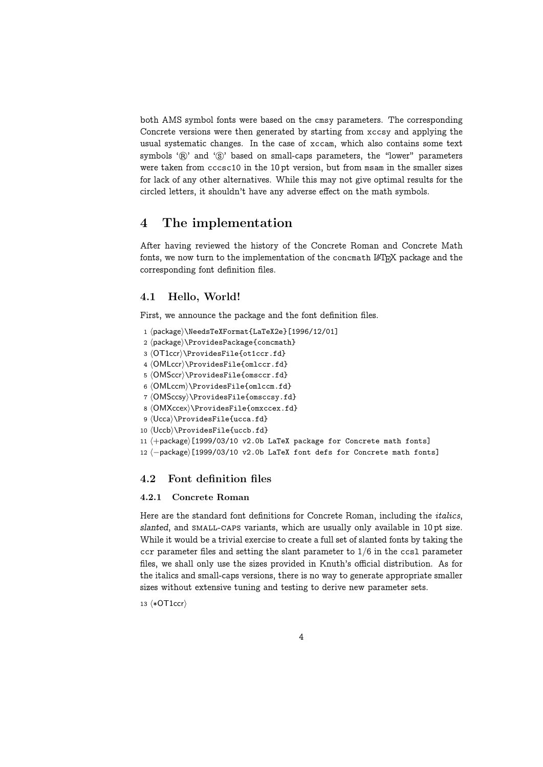both AMS symbol fonts were based on the cmsy parameters. The corresponding Concrete versions were then generated by starting from xccsy and applying the usual systematic changes. In the case of xccam, which also contains some text symbols 'Ⓡ' and 'Ⓢ' based on small-caps parameters, the "lower" parameters were taken from cccsc10 in the 10 pt version, but from msam in the smaller sizes for lack of any other alternatives. While this may not give optimal results for the circled letters, it shouldn't have any adverse effect on the math symbols.

# 4 The implementation

After having reviewed the history of the Concrete Roman and Concrete Math fonts, we now turn to the implementation of the concmath LaTeX package and the corresponding font definition files.

## 4.1 Hello, World!

First, we announce the package and the font definition files.

```
 1 ⟨package⟩\NeedsTeXFormat{LaTeX2e}[1996/12/01]
 2 ⟨package⟩\ProvidesPackage{concmath}
 3 ⟨OT1ccr⟩\ProvidesFile{ot1ccr.fd}
 4 ⟨OMLccr⟩\ProvidesFile{omlccr.fd}
 5 ⟨OMSccr⟩\ProvidesFile{omsccr.fd}
 6 ⟨OMLccm⟩\ProvidesFile{omlccm.fd}
 7 ⟨OMSccsy⟩\ProvidesFile{omsccsy.fd}
 8 ⟨OMXccex⟩\ProvidesFile{omxccex.fd}
 9 ⟨Ucca⟩\ProvidesFile{ucca.fd}
10 ⟨Uccb⟩\ProvidesFile{uccb.fd}
11 ⟨+package⟩[1999/03/10 v2.0b LaTeX package for Concrete math fonts]
12 ⟨−package⟩[1999/03/10 v2.0b LaTeX font defs for Concrete math fonts]
```

## 4.2 Font definition files

### 4.2.1 Concrete Roman

Here are the standard font definitions for Concrete Roman, including the *italics*, *slanted*, and SMALL-CAPS variants, which are usually only available in 10 pt size. While it would be a trivial exercise to create a full set of slanted fonts by taking the ccr parameter files and setting the slant parameter to 1/6 in the ccsl parameter files, we shall only use the sizes provided in Knuth's official distribution. As for the italics and small-caps versions, there is no way to generate appropriate smaller sizes without extensive tuning and testing to derive new parameter sets.

```
13 ⟨*OT1ccr⟩
```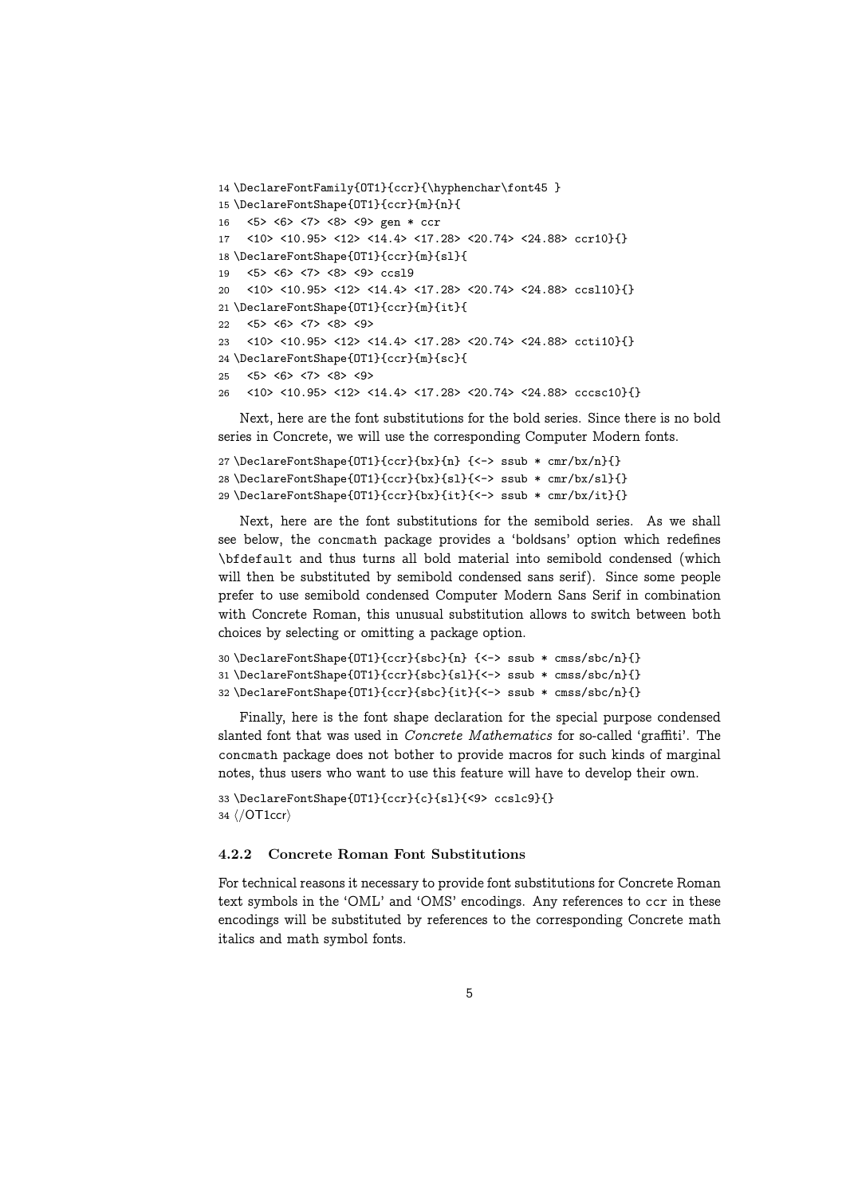```
14 \DeclareFontFamily{OT1}{ccr}{\hyphenchar\font45 }
15 \DeclareFontShape{OT1}{ccr}{m}{n}{
16   <5> <6> <7> <8> <9> gen * ccr
17   <10> <10.95> <12> <14.4> <17.28> <20.74> <24.88> ccr10}{}
18 \DeclareFontShape{OT1}{ccr}{m}{sl}{
19   <5> <6> <7> <8> <9> ccsl9
20   <10> <10.95> <12> <14.4> <17.28> <20.74> <24.88> ccsl10}{}
21 \DeclareFontShape{OT1}{ccr}{m}{it}{
22   <5> <6> <7> <8> <9>
23   <10> <10.95> <12> <14.4> <17.28> <20.74> <24.88> ccti10}{}
24 \DeclareFontShape{OT1}{ccr}{m}{sc}{
25   <5> <6> <7> <8> <9>
26   <10> <10.95> <12> <14.4> <17.28> <20.74> <24.88> cccsc10}{}
```

Next, here are the font substitutions for the bold series. Since there is no bold series in Concrete, we will use the corresponding Computer Modern fonts.

```
27 \DeclareFontShape{OT1}{ccr}{bx}{n} {<-> ssub * cmr/bx/n}{}
28 \DeclareFontShape{OT1}{ccr}{bx}{sl}{<-> ssub * cmr/bx/sl}{}
29 \DeclareFontShape{OT1}{ccr}{bx}{it}{<-> ssub * cmr/bx/it}{}
```

Next, here are the font substitutions for the semibold series. As we shall see below, the `concmath` package provides a 'boldsans' option which redefines `\bfdefault` and thus turns all bold material into semibold condensed (which will then be substituted by semibold condensed sans serif). Since some people prefer to use semibold condensed Computer Modern Sans Serif in combination with Concrete Roman, this unusual substitution allows to switch between both choices by selecting or omitting a package option.

```
30 \DeclareFontShape{OT1}{ccr}{sbc}{n} {<-> ssub * cmss/sbc/n}{}
31 \DeclareFontShape{OT1}{ccr}{sbc}{sl}{<-> ssub * cmss/sbc/n}{}
32 \DeclareFontShape{OT1}{ccr}{sbc}{it}{<-> ssub * cmss/sbc/n}{}
```

Finally, here is the font shape declaration for the special purpose condensed slanted font that was used in *Concrete Mathematics* for so-called 'graffiti'. The `concmath` package does not bother to provide macros for such kinds of marginal notes, thus users who want to use this feature will have to develop their own.

```
33 \DeclareFontShape{OT1}{ccr}{c}{sl}{<9> ccslc9}{}
34 ⟨/OT1ccr⟩
```

### 4.2.2 Concrete Roman Font Substitutions

For technical reasons it necessary to provide font substitutions for Concrete Roman text symbols in the 'OML' and 'OMS' encodings. Any references to `ccr` in these encodings will be substituted by references to the corresponding Concrete math italics and math symbol fonts.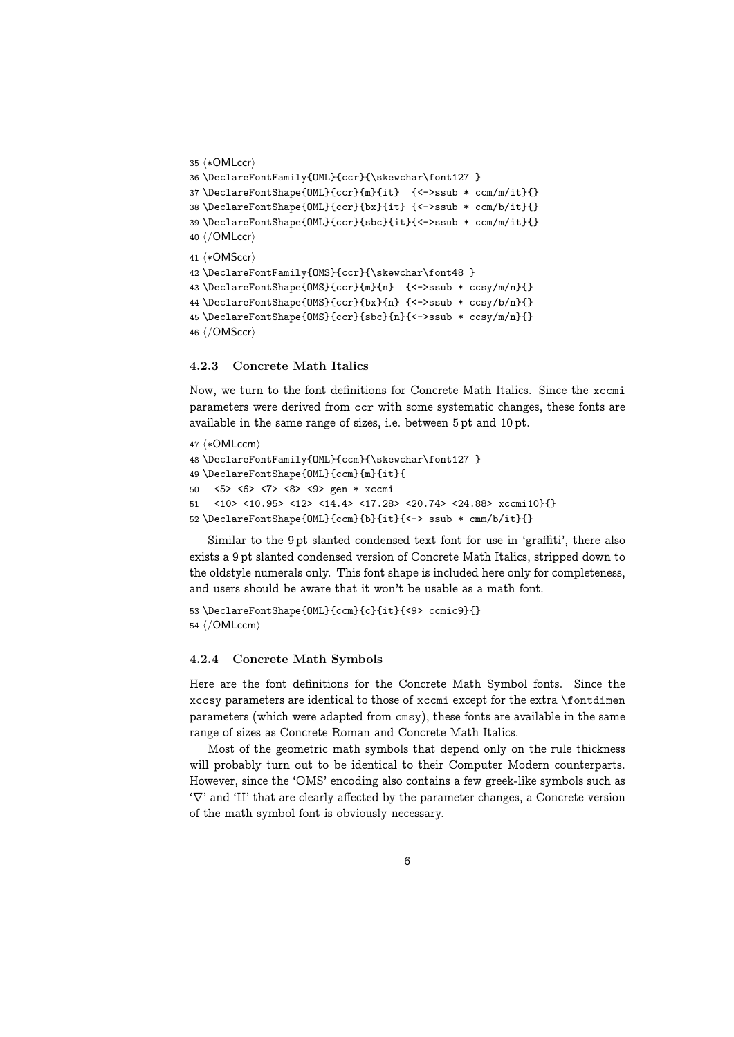```
35 ⟨*OMLccr⟩
36 \DeclareFontFamily{OML}{ccr}{\skewchar\font127 }
37 \DeclareFontShape{OML}{ccr}{m}{it}  {<->ssub * ccm/m/it}{}
38 \DeclareFontShape{OML}{ccr}{bx}{it} {<->ssub * ccm/b/it}{}
39 \DeclareFontShape{OML}{ccr}{sbc}{it}{<->ssub * ccm/m/it}{}
40 ⟨/OMLccr⟩
41 ⟨*OMSccr⟩
42 \DeclareFontFamily{OMS}{ccr}{\skewchar\font48 }
43 \DeclareFontShape{OMS}{ccr}{m}{n}  {<->ssub * ccsy/m/n}{}
44 \DeclareFontShape{OMS}{ccr}{bx}{n} {<->ssub * ccsy/b/n}{}
45 \DeclareFontShape{OMS}{ccr}{sbc}{n}{<->ssub * ccsy/m/n}{}
46 ⟨/OMSccr⟩
```

### 4.2.3 Concrete Math Italics

Now, we turn to the font definitions for Concrete Math Italics. Since the xccmi parameters were derived from ccr with some systematic changes, these fonts are available in the same range of sizes, i.e. between 5 pt and 10 pt.

```
47 ⟨*OMLccm⟩
48 \DeclareFontFamily{OML}{ccm}{\skewchar\font127 }
49 \DeclareFontShape{OML}{ccm}{m}{it}{
50   <5> <6> <7> <8> <9> gen * xccmi
51   <10> <10.95> <12> <14.4> <17.28> <20.74> <24.88> xccmi10}{}
52 \DeclareFontShape{OML}{ccm}{b}{it}{<-> ssub * cmm/b/it}{}
```

Similar to the 9 pt slanted condensed text font for use in 'graffiti', there also exists a 9 pt slanted condensed version of Concrete Math Italics, stripped down to the oldstyle numerals only. This font shape is included here only for completeness, and users should be aware that it won't be usable as a math font.

```
53 \DeclareFontShape{OML}{ccm}{c}{it}{<9> ccmic9}{}
54 ⟨/OMLccm⟩
```

### 4.2.4 Concrete Math Symbols

Here are the font definitions for the Concrete Math Symbol fonts. Since the xccsy parameters are identical to those of xccmi except for the extra \fontdimen parameters (which were adapted from cmsy), these fonts are available in the same range of sizes as Concrete Roman and Concrete Math Italics.

Most of the geometric math symbols that depend only on the rule thickness will probably turn out to be identical to their Computer Modern counterparts. However, since the 'OMS' encoding also contains a few greek-like symbols such as '$\nabla$' and '$\amalg$' that are clearly affected by the parameter changes, a Concrete version of the math symbol font is obviously necessary.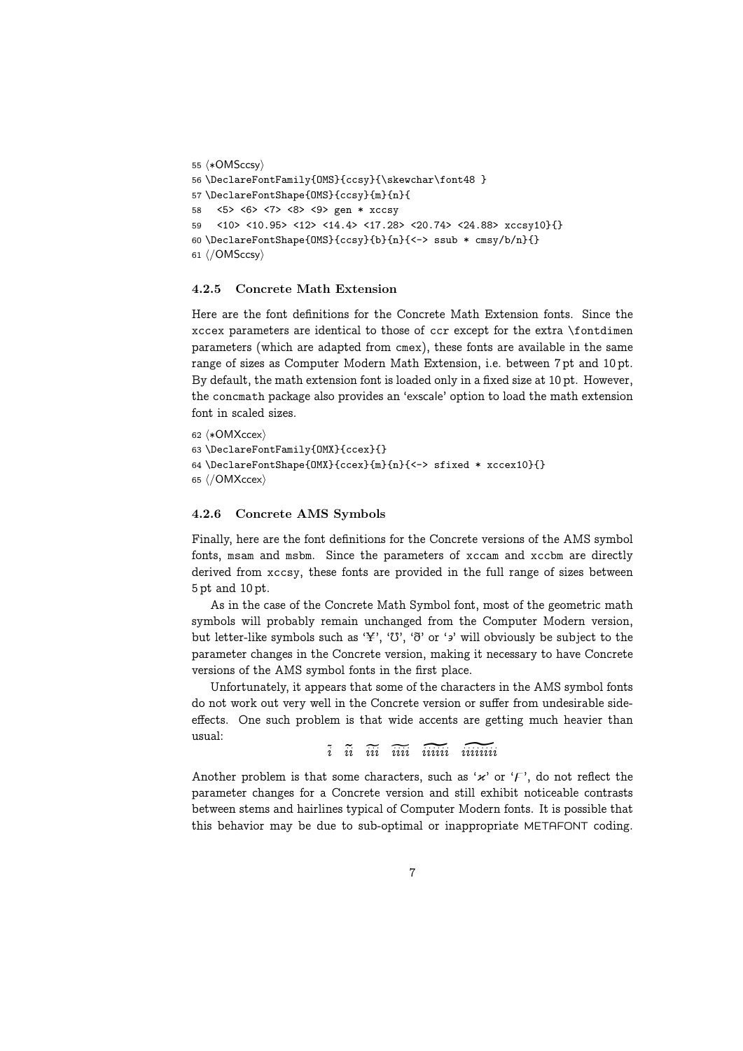```
55 ⟨*OMSccsy⟩
56 \DeclareFontFamily{OMS}{ccsy}{\skewchar\font48 }
57 \DeclareFontShape{OMS}{ccsy}{m}{n}{
58   <5> <6> <7> <8> <9> gen * xccsy
59   <10> <10.95> <12> <14.4> <17.28> <20.74> <24.88> xccsy10}{}
60 \DeclareFontShape{OMS}{ccsy}{b}{n}{<-> ssub * cmsy/b/n}{}
61 ⟨/OMSccsy⟩
```

### 4.2.5 Concrete Math Extension

Here are the font definitions for the Concrete Math Extension fonts. Since the xccex parameters are identical to those of ccr except for the extra \fontdimen parameters (which are adapted from cmex), these fonts are available in the same range of sizes as Computer Modern Math Extension, i.e. between 7 pt and 10 pt. By default, the math extension font is loaded only in a fixed size at 10 pt. However, the concmath package also provides an 'exscale' option to load the math extension font in scaled sizes.

```
62 ⟨*OMXccex⟩
63 \DeclareFontFamily{OMX}{ccex}{}
64 \DeclareFontShape{OMX}{ccex}{m}{n}{<-> sfixed * xccex10}{}
65 ⟨/OMXccex⟩
```

### 4.2.6 Concrete AMS Symbols

Finally, here are the font definitions for the Concrete versions of the AMS symbol fonts, msam and msbm. Since the parameters of xccam and xccbm are directly derived from xccsy, these fonts are provided in the full range of sizes between 5 pt and 10 pt.

As in the case of the Concrete Math Symbol font, most of the geometric math symbols will probably remain unchanged from the Computer Modern version, but letter-like symbols such as '¥', '℧', 'ð' or '϶' will obviously be subject to the parameter changes in the Concrete version, making it necessary to have Concrete versions of the AMS symbol fonts in the first place.

Unfortunately, it appears that some of the characters in the AMS symbol fonts do not work out very well in the Concrete version or suffer from undesirable side-effects. One such problem is that wide accents are getting much heavier than usual:

$$\tilde{i} \quad \widetilde{ii} \quad \widetilde{iii} \quad \widetilde{iiii} \quad \widetilde{iiiiii} \quad \widetilde{iiiiiii}$$

Another problem is that some characters, such as '$\varkappa$' or 'ꟻ', do not reflect the parameter changes for a Concrete version and still exhibit noticeable contrasts between stems and hairlines typical of Computer Modern fonts. It is possible that this behavior may be due to sub-optimal or inappropriate METAFONT coding.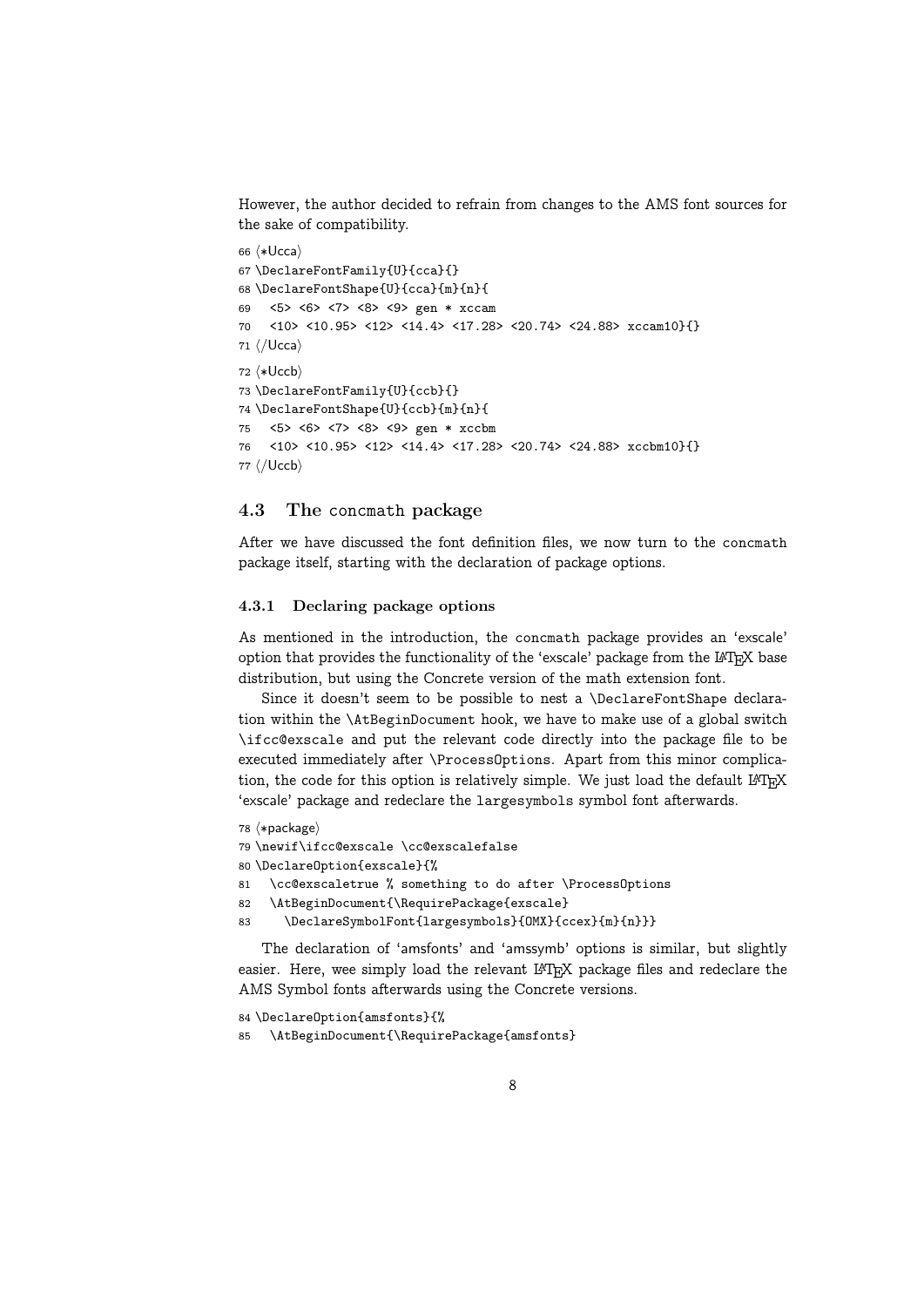However, the author decided to refrain from changes to the AMS font sources for the sake of compatibility.

```
66 ⟨*Ucca⟩
67 \DeclareFontFamily{U}{cca}{}
68 \DeclareFontShape{U}{cca}{m}{n}{
69   <5> <6> <7> <8> <9> gen * xccam
70   <10> <10.95> <12> <14.4> <17.28> <20.74> <24.88> xccam10}{}
71 ⟨/Ucca⟩
72 ⟨*Uccb⟩
73 \DeclareFontFamily{U}{ccb}{}
74 \DeclareFontShape{U}{ccb}{m}{n}{
75   <5> <6> <7> <8> <9> gen * xccbm
76   <10> <10.95> <12> <14.4> <17.28> <20.74> <24.88> xccbm10}{}
77 ⟨/Uccb⟩
```

## 4.3 The concmath package

After we have discussed the font definition files, we now turn to the concmath package itself, starting with the declaration of package options.

### 4.3.1 Declaring package options

As mentioned in the introduction, the concmath package provides an 'exscale' option that provides the functionality of the 'exscale' package from the LaTeX base distribution, but using the Concrete version of the math extension font.

Since it doesn't seem to be possible to nest a \DeclareFontShape declaration within the \AtBeginDocument hook, we have to make use of a global switch \ifcc@exscale and put the relevant code directly into the package file to be executed immediately after \ProcessOptions. Apart from this minor complication, the code for this option is relatively simple. We just load the default LaTeX 'exscale' package and redeclare the largesymbols symbol font afterwards.

```
78 ⟨*package⟩
79 \newif\ifcc@exscale \cc@exscalefalse
80 \DeclareOption{exscale}{%
81   \cc@exscaletrue % something to do after \ProcessOptions
82   \AtBeginDocument{\RequirePackage{exscale}
83     \DeclareSymbolFont{largesymbols}{OMX}{ccex}{m}{n}}}
```

The declaration of 'amsfonts' and 'amssymb' options is similar, but slightly easier. Here, wee simply load the relevant LaTeX package files and redeclare the AMS Symbol fonts afterwards using the Concrete versions.

```
84 \DeclareOption{amsfonts}{%
85   \AtBeginDocument{\RequirePackage{amsfonts}
```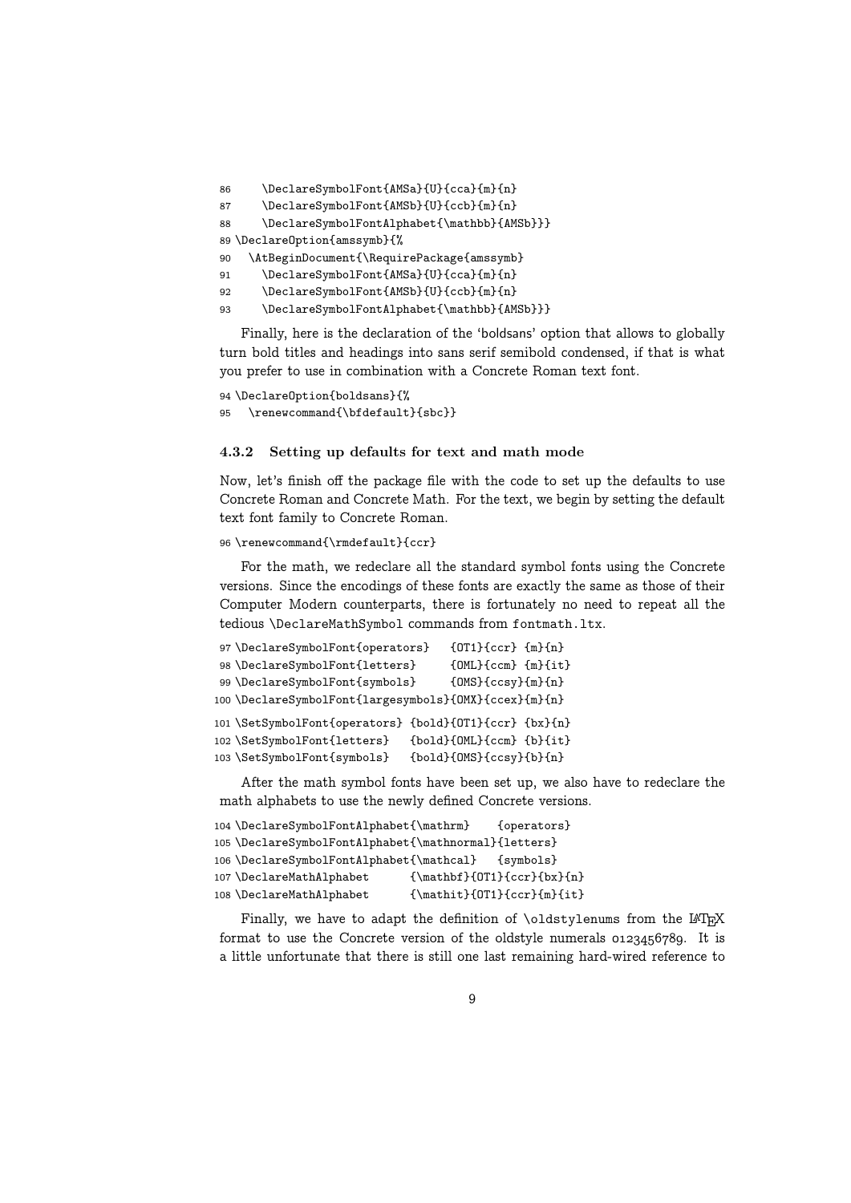```
86     \DeclareSymbolFont{AMSa}{U}{cca}{m}{n}
87     \DeclareSymbolFont{AMSb}{U}{ccb}{m}{n}
88     \DeclareSymbolFontAlphabet{\mathbb}{AMSb}}}
89 \DeclareOption{amssymb}{%
90   \AtBeginDocument{\RequirePackage{amssymb}
91     \DeclareSymbolFont{AMSa}{U}{cca}{m}{n}
92     \DeclareSymbolFont{AMSb}{U}{ccb}{m}{n}
93     \DeclareSymbolFontAlphabet{\mathbb}{AMSb}}}
```

Finally, here is the declaration of the 'boldsans' option that allows to globally turn bold titles and headings into sans serif semibold condensed, if that is what you prefer to use in combination with a Concrete Roman text font.

```
94 \DeclareOption{boldsans}{%
95   \renewcommand{\bfdefault}{sbc}}
```

### 4.3.2 Setting up defaults for text and math mode

Now, let's finish off the package file with the code to set up the defaults to use Concrete Roman and Concrete Math. For the text, we begin by setting the default text font family to Concrete Roman.

```
96 \renewcommand{\rmdefault}{ccr}
```

For the math, we redeclare all the standard symbol fonts using the Concrete versions. Since the encodings of these fonts are exactly the same as those of their Computer Modern counterparts, there is fortunately no need to repeat all the tedious `\DeclareMathSymbol` commands from `fontmath.ltx`.

```
97 \DeclareSymbolFont{operators}   {OT1}{ccr} {m}{n}
98 \DeclareSymbolFont{letters}     {OML}{ccm} {m}{it}
99 \DeclareSymbolFont{symbols}     {OMS}{ccsy}{m}{n}
100 \DeclareSymbolFont{largesymbols}{OMX}{ccex}{m}{n}

101 \SetSymbolFont{operators} {bold}{OT1}{ccr} {bx}{n}
102 \SetSymbolFont{letters}   {bold}{OML}{ccm} {b}{it}
103 \SetSymbolFont{symbols}   {bold}{OMS}{ccsy}{b}{n}
```

After the math symbol fonts have been set up, we also have to redeclare the math alphabets to use the newly defined Concrete versions.

```
104 \DeclareSymbolFontAlphabet{\mathrm}    {operators}
105 \DeclareSymbolFontAlphabet{\mathnormal}{letters}
106 \DeclareSymbolFontAlphabet{\mathcal}   {symbols}
107 \DeclareMathAlphabet      {\mathbf}{OT1}{ccr}{bx}{n}
108 \DeclareMathAlphabet      {\mathit}{OT1}{ccr}{m}{it}
```

Finally, we have to adapt the definition of `\oldstylenums` from the LaTeX format to use the Concrete version of the oldstyle numerals 0123456789. It is a little unfortunate that there is still one last remaining hard-wired reference to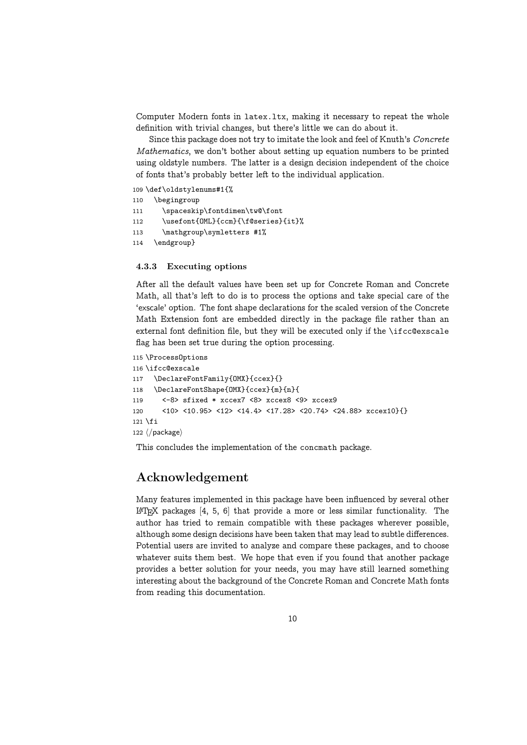Computer Modern fonts in `latex.ltx`, making it necessary to repeat the whole definition with trivial changes, but there's little we can do about it.

Since this package does not try to imitate the look and feel of Knuth's *Concrete Mathematics*, we don't bother about setting up equation numbers to be printed using oldstyle numbers. The latter is a design decision independent of the choice of fonts that's probably better left to the individual application.

```
109 \def\oldstylenums#1{%
110   \begingroup
111     \spaceskip\fontdimen\tw@\font
112     \usefont{OML}{ccm}{\f@series}{it}%
113     \mathgroup\symletters #1%
114   \endgroup}
```

### 4.3.3 Executing options

After all the default values have been set up for Concrete Roman and Concrete Math, all that's left to do is to process the options and take special care of the 'exscale' option. The font shape declarations for the scaled version of the Concrete Math Extension font are embedded directly in the package file rather than an external font definition file, but they will be executed only if the `\ifcc@exscale` flag has been set true during the option processing.

```
115 \ProcessOptions
116 \ifcc@exscale
117   \DeclareFontFamily{OMX}{ccex}{}
118   \DeclareFontShape{OMX}{ccex}{m}{n}{
119     <-8> sfixed * xccex7 <8> xccex8 <9> xccex9
120     <10> <10.95> <12> <14.4> <17.28> <20.74> <24.88> xccex10}{}
121 \fi
122 ⟨/package⟩
```

This concludes the implementation of the `concmath` package.

## Acknowledgement

Many features implemented in this package have been influenced by several other LaTeX packages [4, 5, 6] that provide a more or less similar functionality. The author has tried to remain compatible with these packages wherever possible, although some design decisions have been taken that may lead to subtle differences. Potential users are invited to analyze and compare these packages, and to choose whatever suits them best. We hope that even if you found that another package provides a better solution for your needs, you may have still learned something interesting about the background of the Concrete Roman and Concrete Math fonts from reading this documentation.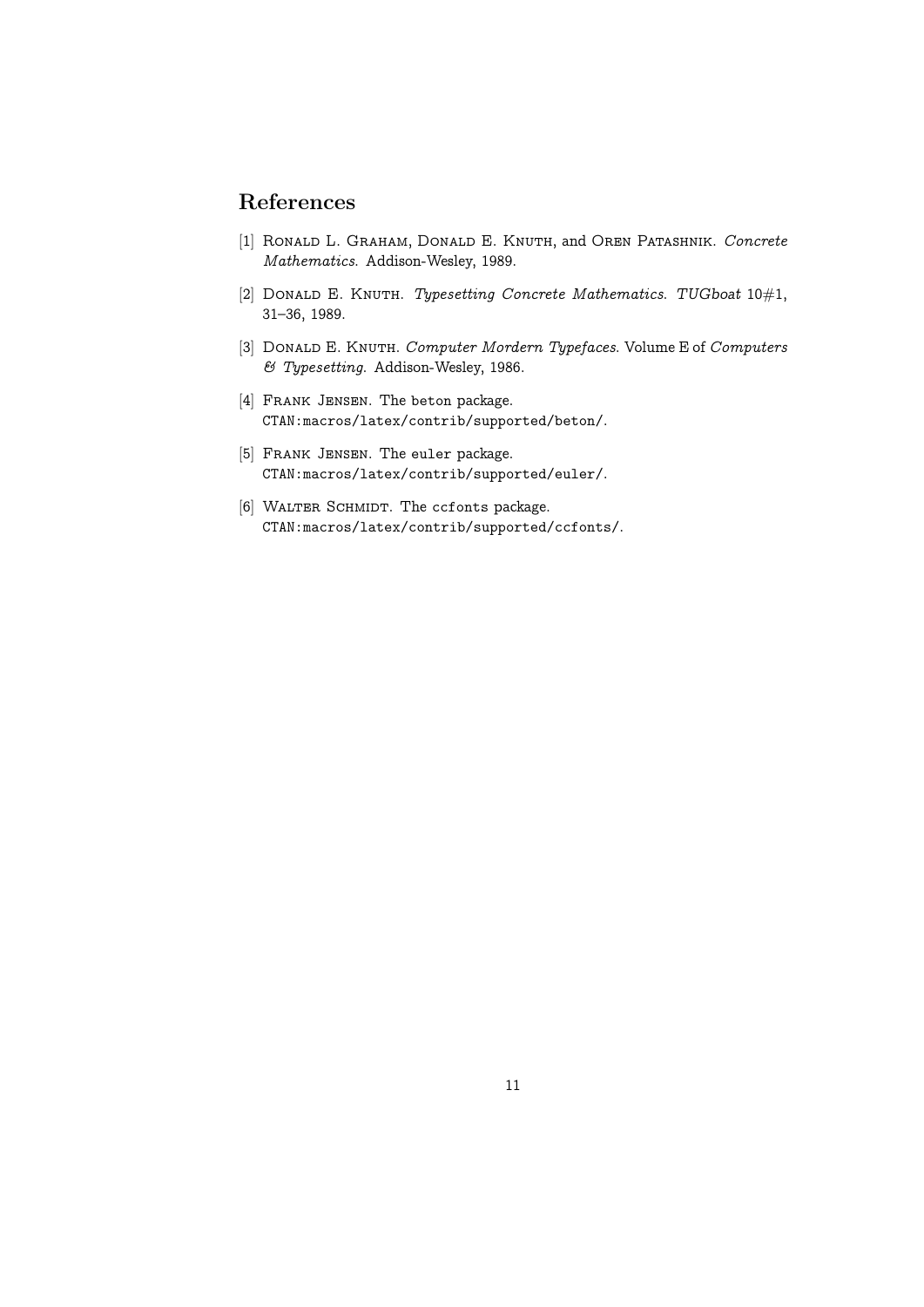## References

[1] Ronald L. Graham, Donald E. Knuth, and Oren Patashnik. *Concrete Mathematics*. Addison-Wesley, 1989.

[2] Donald E. Knuth. *Typesetting Concrete Mathematics*. *TUGboat* 10#1, 31–36, 1989.

[3] Donald E. Knuth. *Computer Mordern Typefaces*. Volume E of *Computers & Typesetting*. Addison-Wesley, 1986.

[4] Frank Jensen. The `beton` package.
`CTAN:macros/latex/contrib/supported/beton/`.

[5] Frank Jensen. The `euler` package.
`CTAN:macros/latex/contrib/supported/euler/`.

[6] Walter Schmidt. The `ccfonts` package.
`CTAN:macros/latex/contrib/supported/ccfonts/`.